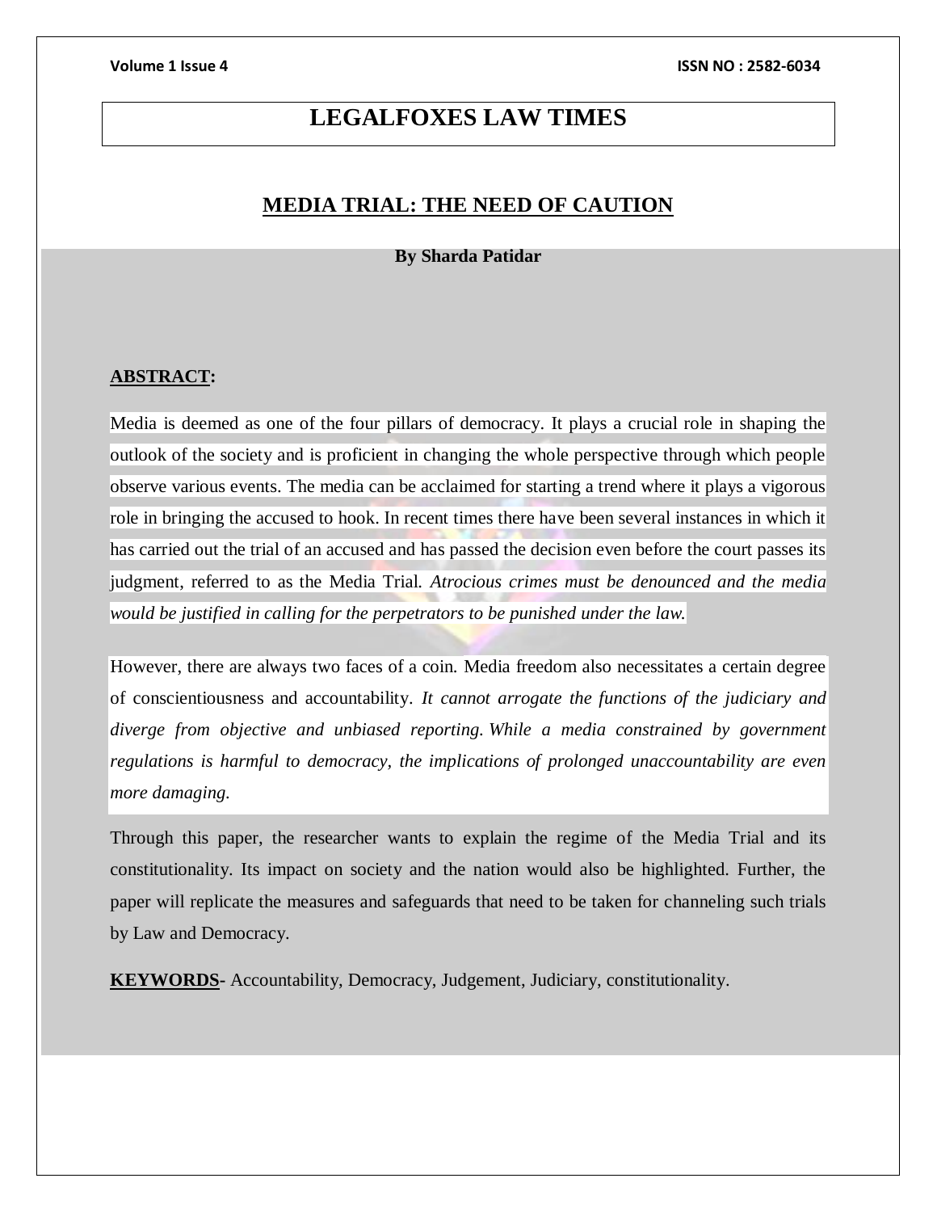# LEGALFOXES LAW TIMES

## MEDIA TRIAL: THE NEED OF CAUTION

**By Sharda Patidar**

**ABSTRACT:**

Media is deemed as one of the four pillars of democracy. It plays a crucial role in shaping the outlook of the society and is proficient in changing the whole perspective through which people observe various events. The media can be acclaimed for starting a trend where it plays a vigorous role in bringing the accused to hook. In recent times there have been several instances in which it has carried out the trial of an accused and has passed the decision even before the court passes its judgment, referred to as the Media Trial. *Atrocious crimes must be denounced and the media would be justified in calling for the perpetrators to be punished under the law.*

However, there are always two faces of a coin. Media freedom also necessitates a certain degree of conscientiousness and accountability. *It cannot arrogate the functions of the judiciary and diverge from objective and unbiased reporting. While a media constrained by government regulations is harmful to democracy, the implications of prolonged unaccountability are even more damaging.*

Through this paper, the researcher wants to explain the regime of the Media Trial and its constitutionality. Its impact on society and the nation would also be highlighted. Further, the paper will replicate the measures and safeguards that need to be taken for channeling such trials by Law and Democracy.

**KEYWORDS**- Accountability, Democracy, Judgement, Judiciary, constitutionality.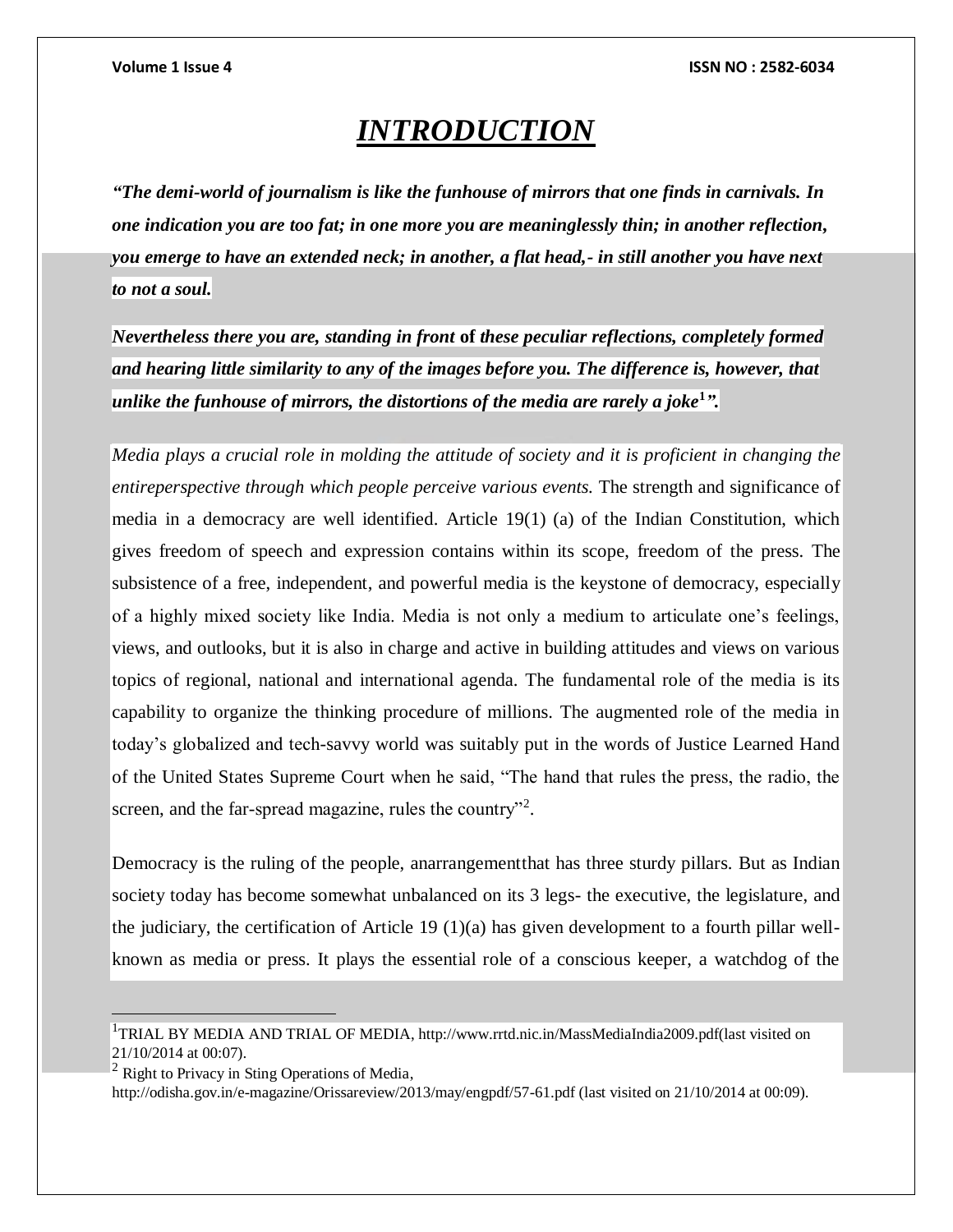# *INTRODUCTION*

***"The demi-world of journalism is like the funhouse of mirrors that one finds in carnivals. In one indication you are too fat; in one more you are meaninglessly thin; in another reflection, you emerge to have an extended neck; in another, a flat head,- in still another you have next to not a soul.***

***Nevertheless there you are, standing in front of these peculiar reflections, completely formed and hearing little similarity to any of the images before you. The difference is, however, that unlike the funhouse of mirrors, the distortions of the media are rarely a joke[1]".***

*Media plays a crucial role in molding the attitude of society and it is proficient in changing the entireperspective through which people perceive various events.* The strength and significance of media in a democracy are well identified. Article 19(1) (a) of the Indian Constitution, which gives freedom of speech and expression contains within its scope, freedom of the press. The subsistence of a free, independent, and powerful media is the keystone of democracy, especially of a highly mixed society like India. Media is not only a medium to articulate one's feelings, views, and outlooks, but it is also in charge and active in building attitudes and views on various topics of regional, national and international agenda. The fundamental role of the media is its capability to organize the thinking procedure of millions. The augmented role of the media in today's globalized and tech-savvy world was suitably put in the words of Justice Learned Hand of the United States Supreme Court when he said, "The hand that rules the press, the radio, the screen, and the far-spread magazine, rules the country"[2].

Democracy is the ruling of the people, anarrangementthat has three sturdy pillars. But as Indian society today has become somewhat unbalanced on its 3 legs- the executive, the legislature, and the judiciary, the certification of Article 19 (1)(a) has given development to a fourth pillar well-known as media or press. It plays the essential role of a conscious keeper, a watchdog of the

---

[1] TRIAL BY MEDIA AND TRIAL OF MEDIA, http://www.rrtd.nic.in/MassMediaIndia2009.pdf(last visited on 21/10/2014 at 00:07).

[2] Right to Privacy in Sting Operations of Media, http://odisha.gov.in/e-magazine/Orissareview/2013/may/engpdf/57-61.pdf (last visited on 21/10/2014 at 00:09).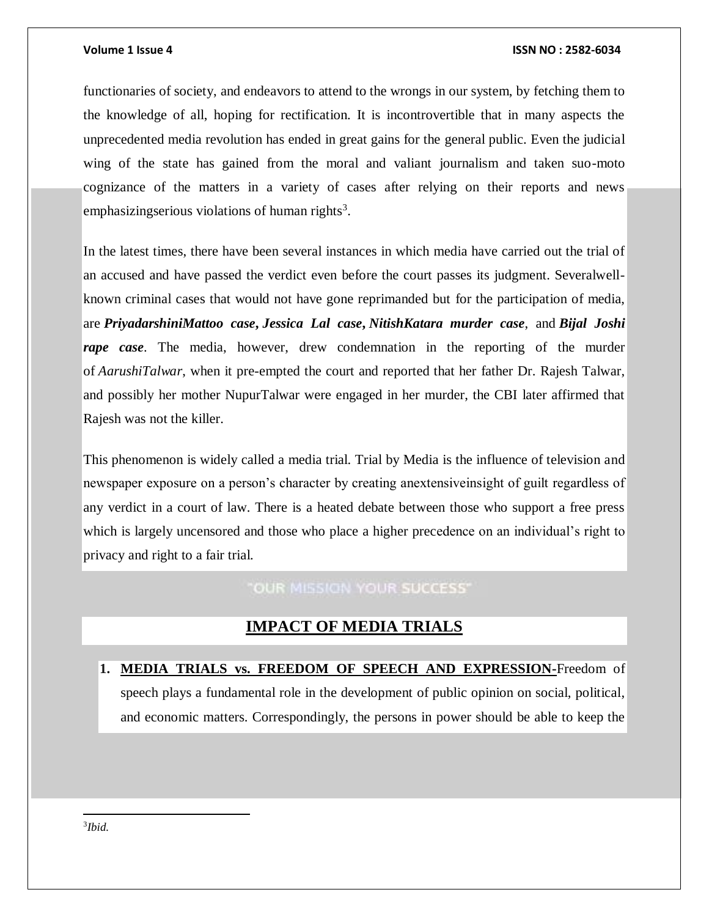functionaries of society, and endeavors to attend to the wrongs in our system, by fetching them to the knowledge of all, hoping for rectification. It is incontrovertible that in many aspects the unprecedented media revolution has ended in great gains for the general public. Even the judicial wing of the state has gained from the moral and valiant journalism and taken suo-moto cognizance of the matters in a variety of cases after relying on their reports and news emphasizingserious violations of human rights[3].

In the latest times, there have been several instances in which media have carried out the trial of an accused and have passed the verdict even before the court passes its judgment. Severalwell-known criminal cases that would not have gone reprimanded but for the participation of media, are ***PriyadarshiniMattoo case***, ***Jessica Lal case***, ***NitishKatara murder case***, and ***Bijal Joshi rape case***. The media, however, drew condemnation in the reporting of the murder of *AarushiTalwar*, when it pre-empted the court and reported that her father Dr. Rajesh Talwar, and possibly her mother NupurTalwar were engaged in her murder, the CBI later affirmed that Rajesh was not the killer.

This phenomenon is widely called a media trial. Trial by Media is the influence of television and newspaper exposure on a person's character by creating anextensiveinsight of guilt regardless of any verdict in a court of law. There is a heated debate between those who support a free press which is largely uncensored and those who place a higher precedence on an individual's right to privacy and right to a fair trial.

## IMPACT OF MEDIA TRIALS

1. **MEDIA TRIALS vs. FREEDOM OF SPEECH AND EXPRESSION-**Freedom of speech plays a fundamental role in the development of public opinion on social, political, and economic matters. Correspondingly, the persons in power should be able to keep the

[3] *Ibid.*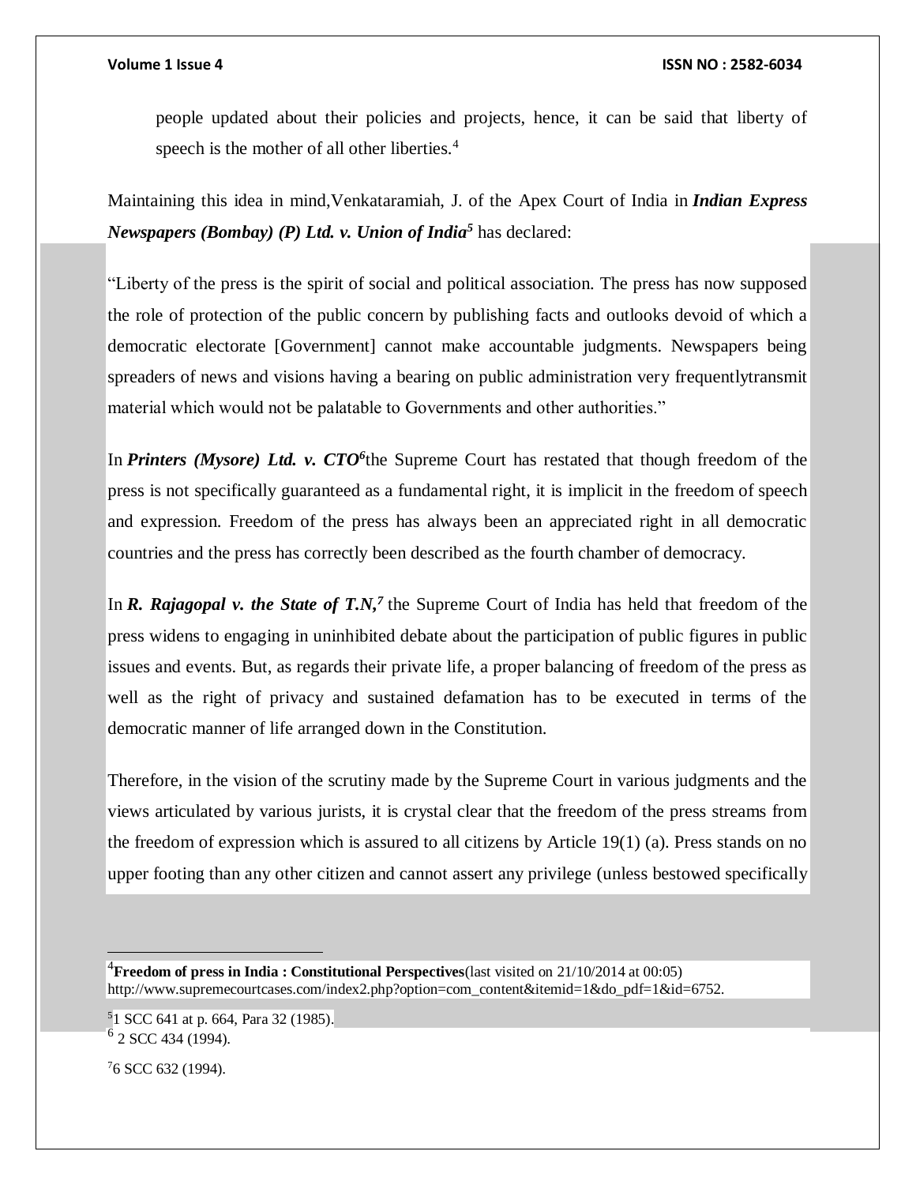people updated about their policies and projects, hence, it can be said that liberty of speech is the mother of all other liberties.[4]

Maintaining this idea in mind,Venkataramiah, J. of the Apex Court of India in ***Indian Express Newspapers (Bombay) (P) Ltd. v. Union of India***[5] has declared:

"Liberty of the press is the spirit of social and political association. The press has now supposed the role of protection of the public concern by publishing facts and outlooks devoid of which a democratic electorate [Government] cannot make accountable judgments. Newspapers being spreaders of news and visions having a bearing on public administration very frequentlytransmit material which would not be palatable to Governments and other authorities."

In ***Printers (Mysore) Ltd. v. CTO***[6]the Supreme Court has restated that though freedom of the press is not specifically guaranteed as a fundamental right, it is implicit in the freedom of speech and expression. Freedom of the press has always been an appreciated right in all democratic countries and the press has correctly been described as the fourth chamber of democracy.

In ***R. Rajagopal v. the State of T.N,***[7] the Supreme Court of India has held that freedom of the press widens to engaging in uninhibited debate about the participation of public figures in public issues and events. But, as regards their private life, a proper balancing of freedom of the press as well as the right of privacy and sustained defamation has to be executed in terms of the democratic manner of life arranged down in the Constitution.

Therefore, in the vision of the scrutiny made by the Supreme Court in various judgments and the views articulated by various jurists, it is crystal clear that the freedom of the press streams from the freedom of expression which is assured to all citizens by Article 19(1) (a). Press stands on no upper footing than any other citizen and cannot assert any privilege (unless bestowed specifically

---

[4]**Freedom of press in India : Constitutional Perspectives**(last visited on 21/10/2014 at 00:05) http://www.supremecourtcases.com/index2.php?option=com_content&itemid=1&do_pdf=1&id=6752.

[5]1 SCC 641 at p. 664, Para 32 (1985).

[6] 2 SCC 434 (1994).

[7]6 SCC 632 (1994).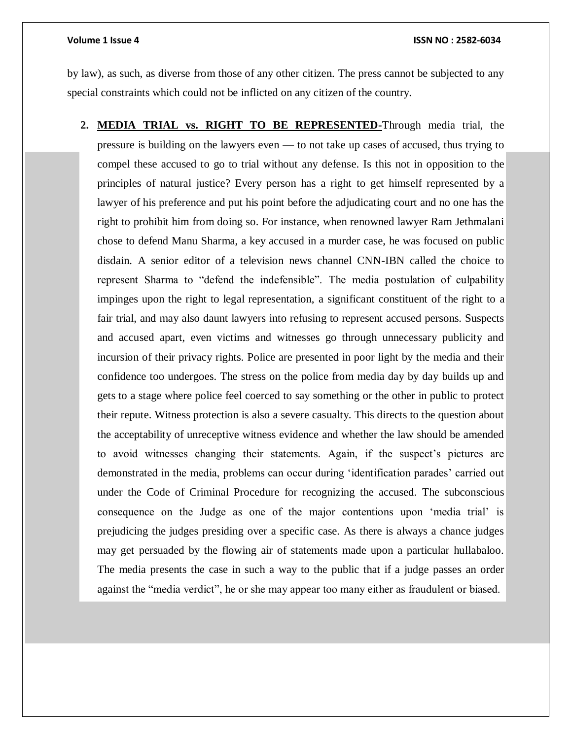by law), as such, as diverse from those of any other citizen. The press cannot be subjected to any special constraints which could not be inflicted on any citizen of the country.

2. **MEDIA TRIAL vs. RIGHT TO BE REPRESENTED-**Through media trial, the pressure is building on the lawyers even — to not take up cases of accused, thus trying to compel these accused to go to trial without any defense. Is this not in opposition to the principles of natural justice? Every person has a right to get himself represented by a lawyer of his preference and put his point before the adjudicating court and no one has the right to prohibit him from doing so. For instance, when renowned lawyer Ram Jethmalani chose to defend Manu Sharma, a key accused in a murder case, he was focused on public disdain. A senior editor of a television news channel CNN-IBN called the choice to represent Sharma to "defend the indefensible". The media postulation of culpability impinges upon the right to legal representation, a significant constituent of the right to a fair trial, and may also daunt lawyers into refusing to represent accused persons. Suspects and accused apart, even victims and witnesses go through unnecessary publicity and incursion of their privacy rights. Police are presented in poor light by the media and their confidence too undergoes. The stress on the police from media day by day builds up and gets to a stage where police feel coerced to say something or the other in public to protect their repute. Witness protection is also a severe casualty. This directs to the question about the acceptability of unreceptive witness evidence and whether the law should be amended to avoid witnesses changing their statements. Again, if the suspect's pictures are demonstrated in the media, problems can occur during 'identification parades' carried out under the Code of Criminal Procedure for recognizing the accused. The subconscious consequence on the Judge as one of the major contentions upon 'media trial' is prejudicing the judges presiding over a specific case. As there is always a chance judges may get persuaded by the flowing air of statements made upon a particular hullabaloo. The media presents the case in such a way to the public that if a judge passes an order against the "media verdict", he or she may appear too many either as fraudulent or biased.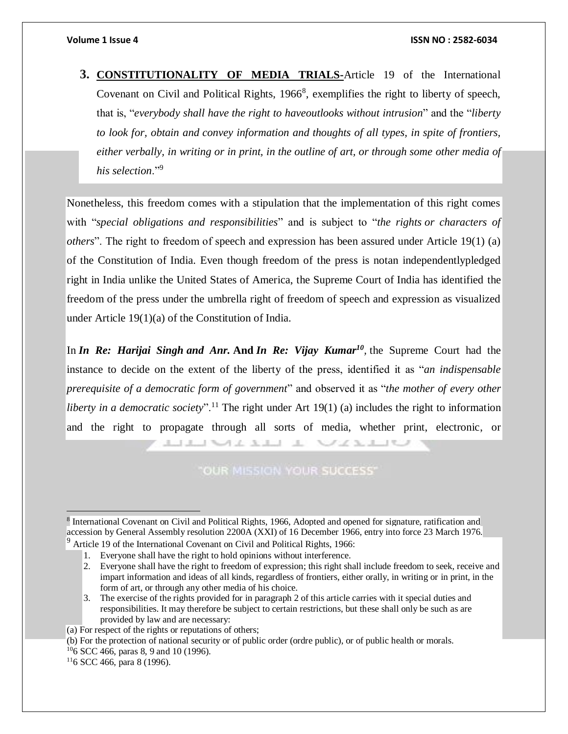3. **CONSTITUTIONALITY OF MEDIA TRIALS-**Article 19 of the International Covenant on Civil and Political Rights, 1966[8], exemplifies the right to liberty of speech, that is, "*everybody shall have the right to haveoutlooks without intrusion*" and the "*liberty to look for, obtain and convey information and thoughts of all types, in spite of frontiers, either verbally, in writing or in print, in the outline of art, or through some other media of his selection*."[9]

Nonetheless, this freedom comes with a stipulation that the implementation of this right comes with "*special obligations and responsibilities*" and is subject to "*the rights or characters of others*". The right to freedom of speech and expression has been assured under Article 19(1) (a) of the Constitution of India. Even though freedom of the press is notan independentlypledged right in India unlike the United States of America, the Supreme Court of India has identified the freedom of the press under the umbrella right of freedom of speech and expression as visualized under Article 19(1)(a) of the Constitution of India.

In ***In Re: Harijai Singh and Anr.*** **And** ***In Re: Vijay Kumar***[10], the Supreme Court had the instance to decide on the extent of the liberty of the press, identified it as "*an indispensable prerequisite of a democratic form of government*" and observed it as "*the mother of every other liberty in a democratic society*".[11] The right under Art 19(1) (a) includes the right to information and the right to propagate through all sorts of media, whether print, electronic, or

---

[8] International Covenant on Civil and Political Rights, 1966, Adopted and opened for signature, ratification and accession by General Assembly resolution 2200A (XXI) of 16 December 1966, entry into force 23 March 1976.

[9] Article 19 of the International Covenant on Civil and Political Rights, 1966:

1. Everyone shall have the right to hold opinions without interference.
2. Everyone shall have the right to freedom of expression; this right shall include freedom to seek, receive and impart information and ideas of all kinds, regardless of frontiers, either orally, in writing or in print, in the form of art, or through any other media of his choice.
3. The exercise of the rights provided for in paragraph 2 of this article carries with it special duties and responsibilities. It may therefore be subject to certain restrictions, but these shall only be such as are provided by law and are necessary:

(a) For respect of the rights or reputations of others;

(b) For the protection of national security or of public order (ordre public), or of public health or morals.

[10] 6 SCC 466, paras 8, 9 and 10 (1996).

[11] 6 SCC 466, para 8 (1996).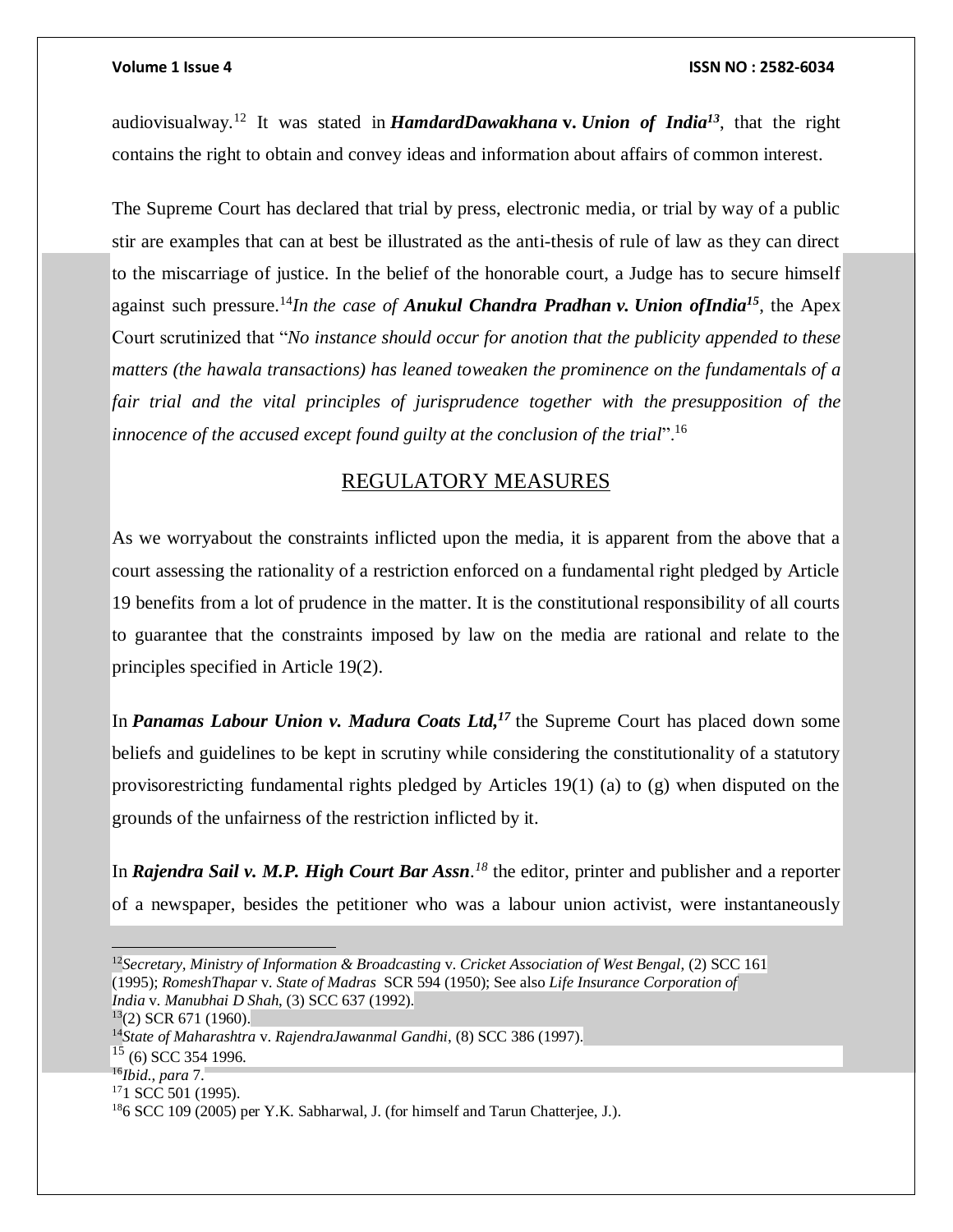audiovisualway.[12] It was stated in ***HamdardDawakhana* v. *Union of India*[13]**, that the right contains the right to obtain and convey ideas and information about affairs of common interest.

The Supreme Court has declared that trial by press, electronic media, or trial by way of a public stir are examples that can at best be illustrated as the anti-thesis of rule of law as they can direct to the miscarriage of justice. In the belief of the honorable court, a Judge has to secure himself against such pressure.[14]*In the case of* ***Anukul Chandra Pradhan v. Union ofIndia*[15]**, the Apex Court scrutinized that "*No instance should occur for anotion that the publicity appended to these matters (the hawala transactions) has leaned toweaken the prominence on the fundamentals of a fair trial and the vital principles of jurisprudence together with the presupposition of the innocence of the accused except found guilty at the conclusion of the trial*".[16]

## REGULATORY MEASURES

As we worryabout the constraints inflicted upon the media, it is apparent from the above that a court assessing the rationality of a restriction enforced on a fundamental right pledged by Article 19 benefits from a lot of prudence in the matter. It is the constitutional responsibility of all courts to guarantee that the constraints imposed by law on the media are rational and relate to the principles specified in Article 19(2).

In ***Panamas Labour Union v. Madura Coats Ltd,*[17]** the Supreme Court has placed down some beliefs and guidelines to be kept in scrutiny while considering the constitutionality of a statutory provisorestricting fundamental rights pledged by Articles 19(1) (a) to (g) when disputed on the grounds of the unfairness of the restriction inflicted by it.

In ***Rajendra Sail v. M.P. High Court Bar Assn*.**[18] the editor, printer and publisher and a reporter of a newspaper, besides the petitioner who was a labour union activist, were instantaneously

---

[12]*Secretary, Ministry of Information & Broadcasting* v. *Cricket Association of West Bengal*, (2) SCC 161 (1995); *RomeshThapar* v. *State of Madras* SCR 594 (1950); See also *Life Insurance Corporation of India* v. *Manubhai D Shah*, (3) SCC 637 (1992).

[13](2) SCR 671 (1960).

[14]*State of Maharashtra* v. *RajendraJawanmal Gandhi*, (8) SCC 386 (1997).

[15] (6) SCC 354 1996.

[16]*Ibid., para* 7.

[17]1 SCC 501 (1995).

[18]6 SCC 109 (2005) per Y.K. Sabharwal, J. (for himself and Tarun Chatterjee, J.).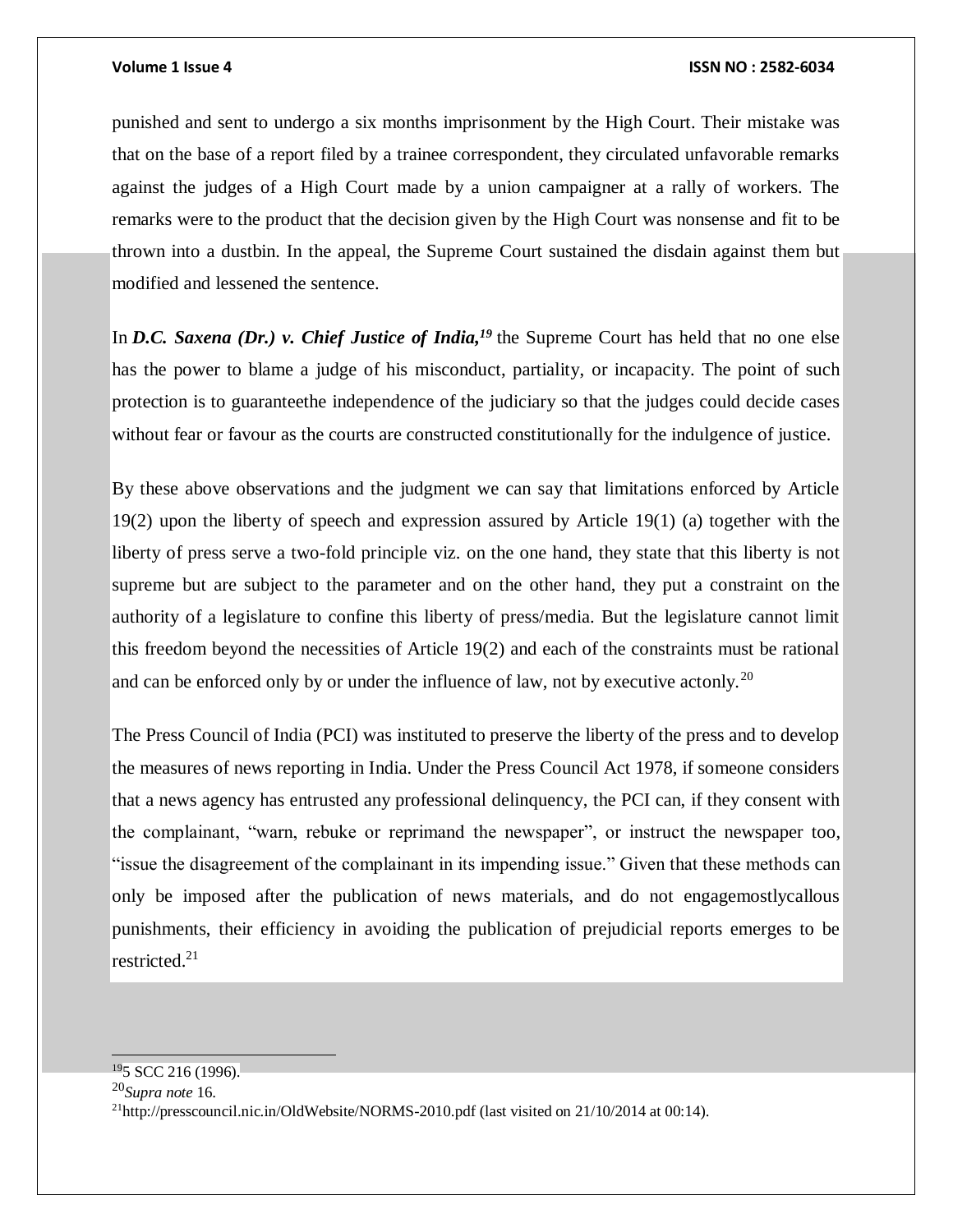punished and sent to undergo a six months imprisonment by the High Court. Their mistake was that on the base of a report filed by a trainee correspondent, they circulated unfavorable remarks against the judges of a High Court made by a union campaigner at a rally of workers. The remarks were to the product that the decision given by the High Court was nonsense and fit to be thrown into a dustbin. In the appeal, the Supreme Court sustained the disdain against them but modified and lessened the sentence.

In ***D.C. Saxena (Dr.) v. Chief Justice of India,***[19] the Supreme Court has held that no one else has the power to blame a judge of his misconduct, partiality, or incapacity. The point of such protection is to guaranteethe independence of the judiciary so that the judges could decide cases without fear or favour as the courts are constructed constitutionally for the indulgence of justice.

By these above observations and the judgment we can say that limitations enforced by Article 19(2) upon the liberty of speech and expression assured by Article 19(1) (a) together with the liberty of press serve a two-fold principle viz. on the one hand, they state that this liberty is not supreme but are subject to the parameter and on the other hand, they put a constraint on the authority of a legislature to confine this liberty of press/media. But the legislature cannot limit this freedom beyond the necessities of Article 19(2) and each of the constraints must be rational and can be enforced only by or under the influence of law, not by executive actonly.[20]

The Press Council of India (PCI) was instituted to preserve the liberty of the press and to develop the measures of news reporting in India. Under the Press Council Act 1978, if someone considers that a news agency has entrusted any professional delinquency, the PCI can, if they consent with the complainant, "warn, rebuke or reprimand the newspaper", or instruct the newspaper too, "issue the disagreement of the complainant in its impending issue." Given that these methods can only be imposed after the publication of news materials, and do not engagemostlycallous punishments, their efficiency in avoiding the publication of prejudicial reports emerges to be restricted.[21]

---

[19] 5 SCC 216 (1996).

[20] *Supra note* 16.

[21] http://presscouncil.nic.in/OldWebsite/NORMS-2010.pdf (last visited on 21/10/2014 at 00:14).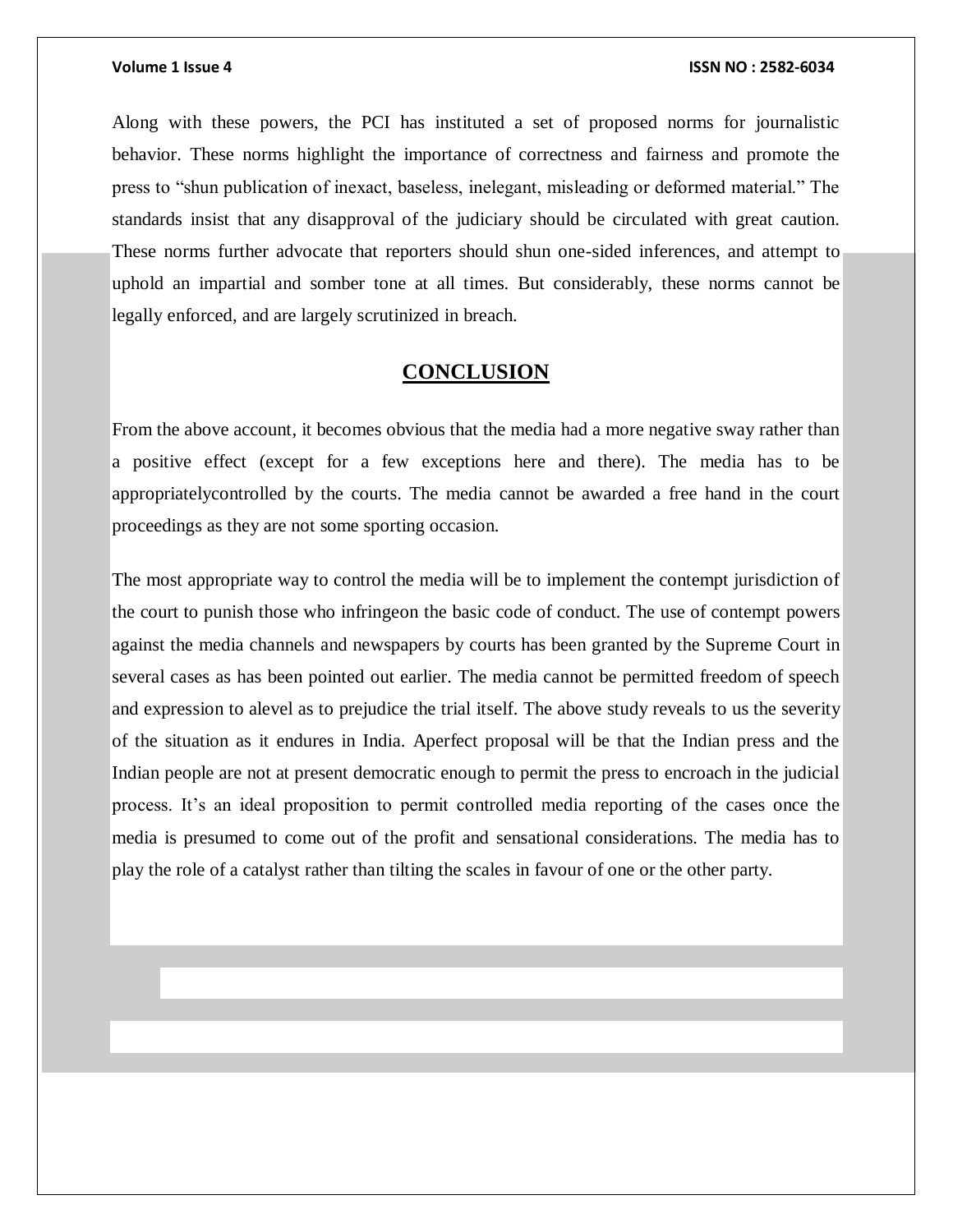Along with these powers, the PCI has instituted a set of proposed norms for journalistic behavior. These norms highlight the importance of correctness and fairness and promote the press to "shun publication of inexact, baseless, inelegant, misleading or deformed material." The standards insist that any disapproval of the judiciary should be circulated with great caution. These norms further advocate that reporters should shun one-sided inferences, and attempt to uphold an impartial and somber tone at all times. But considerably, these norms cannot be legally enforced, and are largely scrutinized in breach.

## CONCLUSION

From the above account, it becomes obvious that the media had a more negative sway rather than a positive effect (except for a few exceptions here and there). The media has to be appropriatelycontrolled by the courts. The media cannot be awarded a free hand in the court proceedings as they are not some sporting occasion.

The most appropriate way to control the media will be to implement the contempt jurisdiction of the court to punish those who infringeon the basic code of conduct. The use of contempt powers against the media channels and newspapers by courts has been granted by the Supreme Court in several cases as has been pointed out earlier. The media cannot be permitted freedom of speech and expression to alevel as to prejudice the trial itself. The above study reveals to us the severity of the situation as it endures in India. Aperfect proposal will be that the Indian press and the Indian people are not at present democratic enough to permit the press to encroach in the judicial process. It's an ideal proposition to permit controlled media reporting of the cases once the media is presumed to come out of the profit and sensational considerations. The media has to play the role of a catalyst rather than tilting the scales in favour of one or the other party.